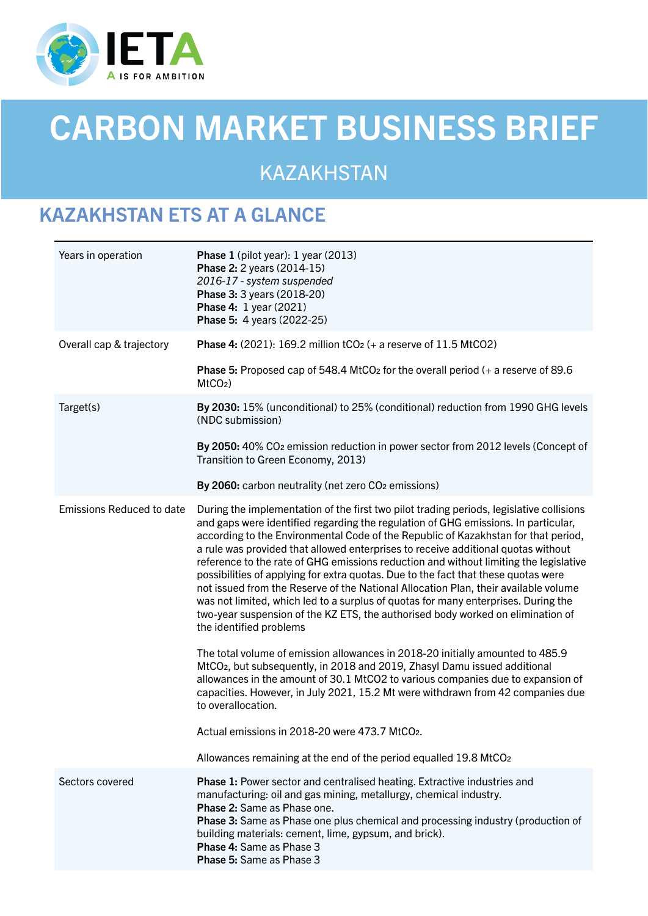# CARBON MARKET BUSINESS BRIEF

## KAZAKHSTAN

## KAZAKHSTAN ETS AT A GLANCE

| | |
|---|---|
| Years in operation | **Phase 1** (pilot year): 1 year (2013)<br>**Phase 2:** 2 years (2014-15)<br>*2016-17 - system suspended*<br>**Phase 3:** 3 years (2018-20)<br>**Phase 4:** 1 year (2021)<br>**Phase 5:** 4 years (2022-25) |
| Overall cap & trajectory | **Phase 4:** (2021): 169.2 million $tCO_2$ (+ a reserve of 11.5 MtCO2)<br><br>**Phase 5:** Proposed cap of 548.4 $MtCO_2$ for the overall period (+ a reserve of 89.6 $MtCO_2$) |
| Target(s) | **By 2030:** 15% (unconditional) to 25% (conditional) reduction from 1990 GHG levels (NDC submission)<br><br>**By 2050:** 40% $CO_2$ emission reduction in power sector from 2012 levels (Concept of Transition to Green Economy, 2013)<br><br>**By 2060:** carbon neutrality (net zero $CO_2$ emissions) |
| Emissions Reduced to date | During the implementation of the first two pilot trading periods, legislative collisions and gaps were identified regarding the regulation of GHG emissions. In particular, according to the Environmental Code of the Republic of Kazakhstan for that period, a rule was provided that allowed enterprises to receive additional quotas without reference to the rate of GHG emissions reduction and without limiting the legislative possibilities of applying for extra quotas. Due to the fact that these quotas were not issued from the Reserve of the National Allocation Plan, their available volume was not limited, which led to a surplus of quotas for many enterprises. During the two-year suspension of the KZ ETS, the authorised body worked on elimination of the identified problems<br><br>The total volume of emission allowances in 2018-20 initially amounted to 485.9 $MtCO_2$, but subsequently, in 2018 and 2019, Zhasyl Damu issued additional allowances in the amount of 30.1 MtCO2 to various companies due to expansion of capacities. However, in July 2021, 15.2 Mt were withdrawn from 42 companies due to overallocation.<br><br>Actual emissions in 2018-20 were 473.7 $MtCO_2$.<br><br>Allowances remaining at the end of the period equalled 19.8 $MtCO_2$ |
| Sectors covered | **Phase 1:** Power sector and centralised heating. Extractive industries and manufacturing: oil and gas mining, metallurgy, chemical industry.<br>**Phase 2:** Same as Phase one.<br>**Phase 3:** Same as Phase one plus chemical and processing industry (production of building materials: cement, lime, gypsum, and brick).<br>**Phase 4:** Same as Phase 3<br>**Phase 5:** Same as Phase 3 |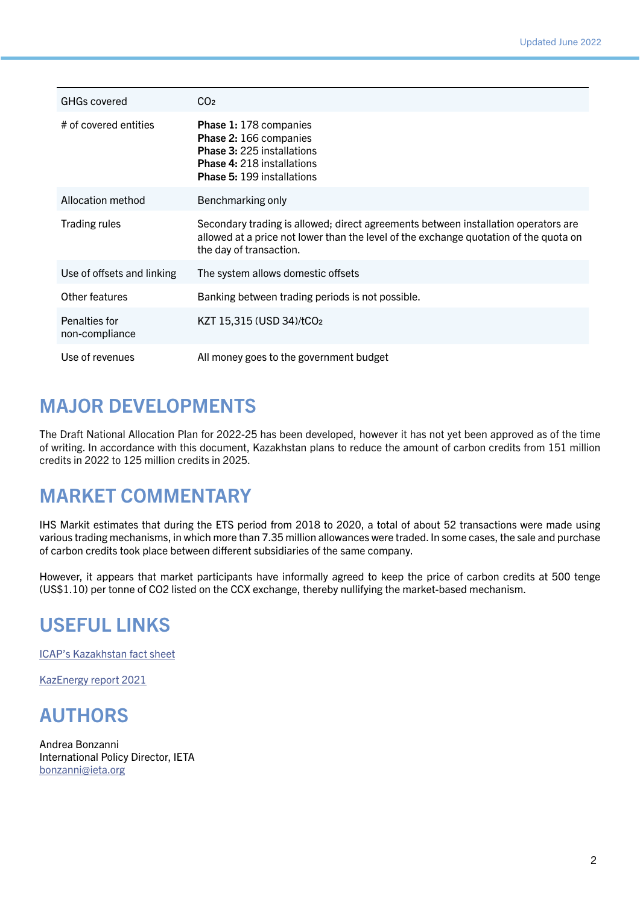| | |
|---|---|
| GHGs covered | $CO_2$ |
| # of covered entities | **Phase 1:** 178 companies<br>**Phase 2:** 166 companies<br>**Phase 3:** 225 installations<br>**Phase 4:** 218 installations<br>**Phase 5:** 199 installations |
| Allocation method | Benchmarking only |
| Trading rules | Secondary trading is allowed; direct agreements between installation operators are allowed at a price not lower than the level of the exchange quotation of the quota on the day of transaction. |
| Use of offsets and linking | The system allows domestic offsets |
| Other features | Banking between trading periods is not possible. |
| Penalties for non-compliance | KZT 15,315 (USD 34)/t$CO_2$ |
| Use of revenues | All money goes to the government budget |

## MAJOR DEVELOPMENTS

The Draft National Allocation Plan for 2022-25 has been developed, however it has not yet been approved as of the time of writing. In accordance with this document, Kazakhstan plans to reduce the amount of carbon credits from 151 million credits in 2022 to 125 million credits in 2025.

## MARKET COMMENTARY

IHS Markit estimates that during the ETS period from 2018 to 2020, a total of about 52 transactions were made using various trading mechanisms, in which more than 7.35 million allowances were traded. In some cases, the sale and purchase of carbon credits took place between different subsidiaries of the same company.

However, it appears that market participants have informally agreed to keep the price of carbon credits at 500 tenge (US$1.10) per tonne of CO2 listed on the CCX exchange, thereby nullifying the market-based mechanism.

## USEFUL LINKS

ICAP's Kazakhstan fact sheet

KazEnergy report 2021

## AUTHORS

Andrea Bonzanni
International Policy Director, IETA
bonzanni@ieta.org